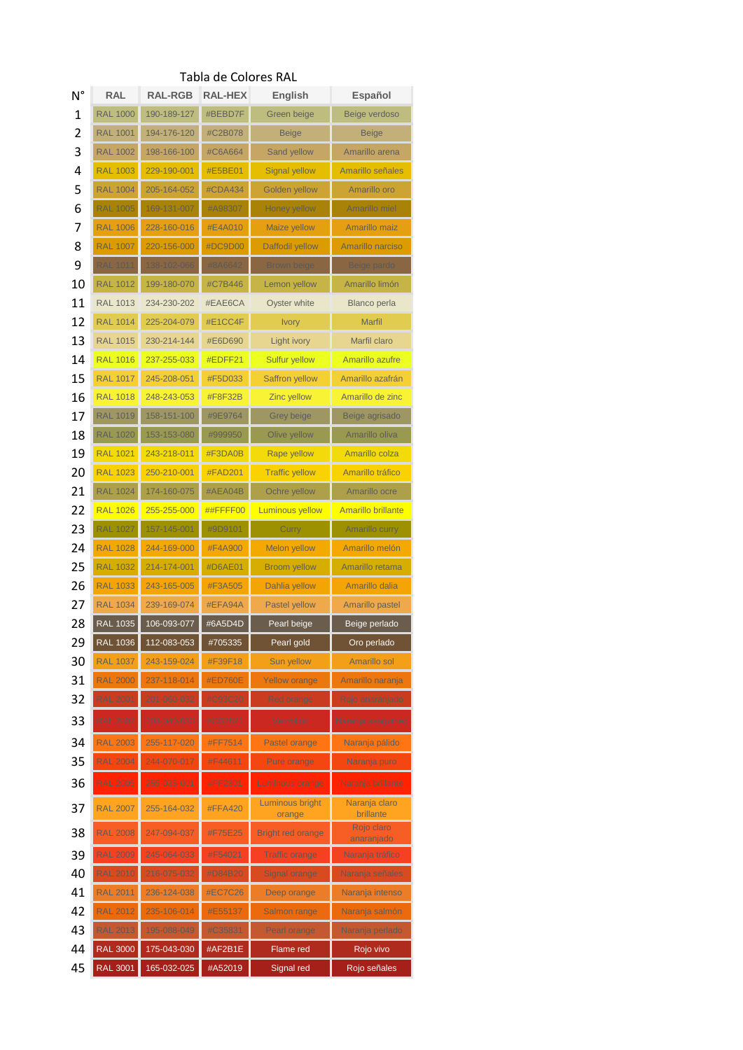Tabla de Colores RAL

| N° | RAL | RAL-RGB | RAL-HEX | English | Español |
|---|---|---|---|---|---|
| 1 | RAL 1000 | 190-189-127 | #BEBD7F | Green beige | Beige verdoso |
| 2 | RAL 1001 | 194-176-120 | #C2B078 | Beige | Beige |
| 3 | RAL 1002 | 198-166-100 | #C6A664 | Sand yellow | Amarillo arena |
| 4 | RAL 1003 | 229-190-001 | #E5BE01 | Signal yellow | Amarillo señales |
| 5 | RAL 1004 | 205-164-052 | #CDA434 | Golden yellow | Amarillo oro |
| 6 | RAL 1005 | 169-131-007 | #A98307 | Honey yellow | Amarillo miel |
| 7 | RAL 1006 | 228-160-016 | #E4A010 | Maize yellow | Amarillo maiz |
| 8 | RAL 1007 | 220-156-000 | #DC9D00 | Daffodil yellow | Amarillo narciso |
| 9 | RAL 1011 | 138-102-066 | #8A6642 | Brown beige | Beige pardo |
| 10 | RAL 1012 | 199-180-070 | #C7B446 | Lemon yellow | Amarillo limón |
| 11 | RAL 1013 | 234-230-202 | #EAE6CA | Oyster white | Blanco perla |
| 12 | RAL 1014 | 225-204-079 | #E1CC4F | Ivory | Marfil |
| 13 | RAL 1015 | 230-214-144 | #E6D690 | Light ivory | Marfil claro |
| 14 | RAL 1016 | 237-255-033 | #EDFF21 | Sulfur yellow | Amarillo azufre |
| 15 | RAL 1017 | 245-208-051 | #F5D033 | Saffron yellow | Amarillo azafrán |
| 16 | RAL 1018 | 248-243-053 | #F8F32B | Zinc yellow | Amarillo de zinc |
| 17 | RAL 1019 | 158-151-100 | #9E9764 | Grey beige | Beige agrisado |
| 18 | RAL 1020 | 153-153-080 | #999950 | Olive yellow | Amarillo oliva |
| 19 | RAL 1021 | 243-218-011 | #F3DA0B | Rape yellow | Amarillo colza |
| 20 | RAL 1023 | 250-210-001 | #FAD201 | Traffic yellow | Amarillo tráfico |
| 21 | RAL 1024 | 174-160-075 | #AEA04B | Ochre yellow | Amarillo ocre |
| 22 | RAL 1026 | 255-255-000 | ##FFFF00 | Luminous yellow | Amarillo brillante |
| 23 | RAL 1027 | 157-145-001 | #9D9101 | Curry | Amarillo curry |
| 24 | RAL 1028 | 244-169-000 | #F4A900 | Melon yellow | Amarillo melón |
| 25 | RAL 1032 | 214-174-001 | #D6AE01 | Broom yellow | Amarillo retama |
| 26 | RAL 1033 | 243-165-005 | #F3A505 | Dahlia yellow | Amarillo dalia |
| 27 | RAL 1034 | 239-169-074 | #EFA94A | Pastel yellow | Amarillo pastel |
| 28 | RAL 1035 | 106-093-077 | #6A5D4D | Pearl beige | Beige perlado |
| 29 | RAL 1036 | 112-083-053 | #705335 | Pearl gold | Oro perlado |
| 30 | RAL 1037 | 243-159-024 | #F39F18 | Sun yellow | Amarillo sol |
| 31 | RAL 2000 | 237-118-014 | #ED760E | Yellow orange | Amarillo naranja |
| 32 | RAL 2001 | 201-060-032 | #C93C20 | Red orange | Rojo anaranjado |
| 33 | RAL 2002 | 203-040-033 | #CB2821 | Vermilion | Naranja sanguíneo |
| 34 | RAL 2003 | 255-117-020 | #FF7514 | Pastel orange | Naranja pálido |
| 35 | RAL 2004 | 244-070-017 | #F44611 | Pure orange | Naranja puro |
| 36 | RAL 2005 | 255-035-001 | #FF2301 | Luminous orange | Naranja brillante |
| 37 | RAL 2007 | 255-164-032 | #FFA420 | Luminous bright orange | Naranja claro brillante |
| 38 | RAL 2008 | 247-094-037 | #F75E25 | Bright red orange | Rojo claro anaranjado |
| 39 | RAL 2009 | 245-064-033 | #F54021 | Traffic orange | Naranja tráfico |
| 40 | RAL 2010 | 216-075-032 | #D84B20 | Signal orange | Naranja señales |
| 41 | RAL 2011 | 236-124-038 | #EC7C26 | Deep orange | Naranja intenso |
| 42 | RAL 2012 | 235-106-014 | #E55137 | Salmon range | Naranja salmón |
| 43 | RAL 2013 | 195-088-049 | #C35831 | Pearl orange | Naranja perlado |
| 44 | RAL 3000 | 175-043-030 | #AF2B1E | Flame red | Rojo vivo |
| 45 | RAL 3001 | 165-032-025 | #A52019 | Signal red | Rojo señales |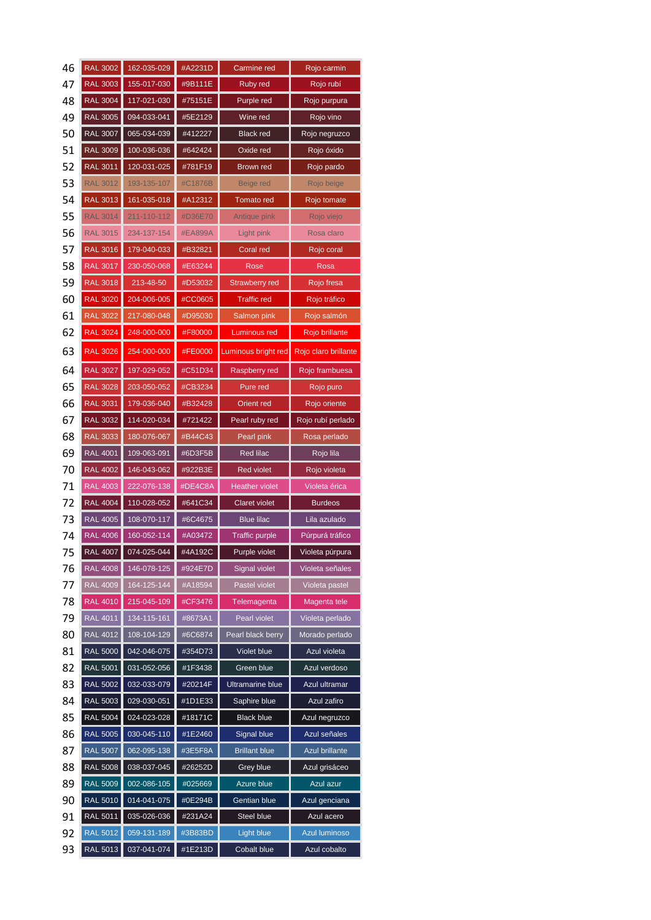| | | | | | |
|---|---|---|---|---|---|
| 46 | RAL 3002 | 162-035-029 | #A2231D | Carmine red | Rojo carmin |
| 47 | RAL 3003 | 155-017-030 | #9B111E | Ruby red | Rojo rubí |
| 48 | RAL 3004 | 117-021-030 | #75151E | Purple red | Rojo purpura |
| 49 | RAL 3005 | 094-033-041 | #5E2129 | Wine red | Rojo vino |
| 50 | RAL 3007 | 065-034-039 | #412227 | Black red | Rojo negruzco |
| 51 | RAL 3009 | 100-036-036 | #642424 | Oxide red | Rojo óxido |
| 52 | RAL 3011 | 120-031-025 | #781F19 | Brown red | Rojo pardo |
| 53 | RAL 3012 | 193-135-107 | #C1876B | Beige red | Rojo beige |
| 54 | RAL 3013 | 161-035-018 | #A12312 | Tomato red | Rojo tomate |
| 55 | RAL 3014 | 211-110-112 | #D36E70 | Antique pink | Rojo viejo |
| 56 | RAL 3015 | 234-137-154 | #EA899A | Light pink | Rosa claro |
| 57 | RAL 3016 | 179-040-033 | #B32821 | Coral red | Rojo coral |
| 58 | RAL 3017 | 230-050-068 | #E63244 | Rose | Rosa |
| 59 | RAL 3018 | 213-48-50 | #D53032 | Strawberry red | Rojo fresa |
| 60 | RAL 3020 | 204-006-005 | #CC0605 | Traffic red | Rojo tráfico |
| 61 | RAL 3022 | 217-080-048 | #D95030 | Salmon pink | Rojo salmón |
| 62 | RAL 3024 | 248-000-000 | #F80000 | Luminous red | Rojo brillante |
| 63 | RAL 3026 | 254-000-000 | #FE0000 | Luminous bright red | Rojo claro brillante |
| 64 | RAL 3027 | 197-029-052 | #C51D34 | Raspberry red | Rojo frambuesa |
| 65 | RAL 3028 | 203-050-052 | #CB3234 | Pure red | Rojo puro |
| 66 | RAL 3031 | 179-036-040 | #B32428 | Orient red | Rojo oriente |
| 67 | RAL 3032 | 114-020-034 | #721422 | Pearl ruby red | Rojo rubí perlado |
| 68 | RAL 3033 | 180-076-067 | #B44C43 | Pearl pink | Rosa perlado |
| 69 | RAL 4001 | 109-063-091 | #6D3F5B | Red lilac | Rojo lila |
| 70 | RAL 4002 | 146-043-062 | #922B3E | Red violet | Rojo violeta |
| 71 | RAL 4003 | 222-076-138 | #DE4C8A | Heather violet | Violeta érica |
| 72 | RAL 4004 | 110-028-052 | #641C34 | Claret violet | Burdeos |
| 73 | RAL 4005 | 108-070-117 | #6C4675 | Blue lilac | Lila azulado |
| 74 | RAL 4006 | 160-052-114 | #A03472 | Traffic purple | Púrpurá tráfico |
| 75 | RAL 4007 | 074-025-044 | #4A192C | Purple violet | Violeta púrpura |
| 76 | RAL 4008 | 146-078-125 | #924E7D | Signal violet | Violeta señales |
| 77 | RAL 4009 | 164-125-144 | #A18594 | Pastel violet | Violeta pastel |
| 78 | RAL 4010 | 215-045-109 | #CF3476 | Telemagenta | Magenta tele |
| 79 | RAL 4011 | 134-115-161 | #8673A1 | Pearl violet | Violeta perlado |
| 80 | RAL 4012 | 108-104-129 | #6C6874 | Pearl black berry | Morado perlado |
| 81 | RAL 5000 | 042-046-075 | #354D73 | Violet blue | Azul violeta |
| 82 | RAL 5001 | 031-052-056 | #1F3438 | Green blue | Azul verdoso |
| 83 | RAL 5002 | 032-033-079 | #20214F | Ultramarine blue | Azul ultramar |
| 84 | RAL 5003 | 029-030-051 | #1D1E33 | Saphire blue | Azul zafiro |
| 85 | RAL 5004 | 024-023-028 | #18171C | Black blue | Azul negruzco |
| 86 | RAL 5005 | 030-045-110 | #1E2460 | Signal blue | Azul señales |
| 87 | RAL 5007 | 062-095-138 | #3E5F8A | Brillant blue | Azul brillante |
| 88 | RAL 5008 | 038-037-045 | #26252D | Grey blue | Azul grisáceo |
| 89 | RAL 5009 | 002-086-105 | #025669 | Azure blue | Azul azur |
| 90 | RAL 5010 | 014-041-075 | #0E294B | Gentian blue | Azul genciana |
| 91 | RAL 5011 | 035-026-036 | #231A24 | Steel blue | Azul acero |
| 92 | RAL 5012 | 059-131-189 | #3B83BD | Light blue | Azul luminoso |
| 93 | RAL 5013 | 037-041-074 | #1E213D | Cobalt blue | Azul cobalto |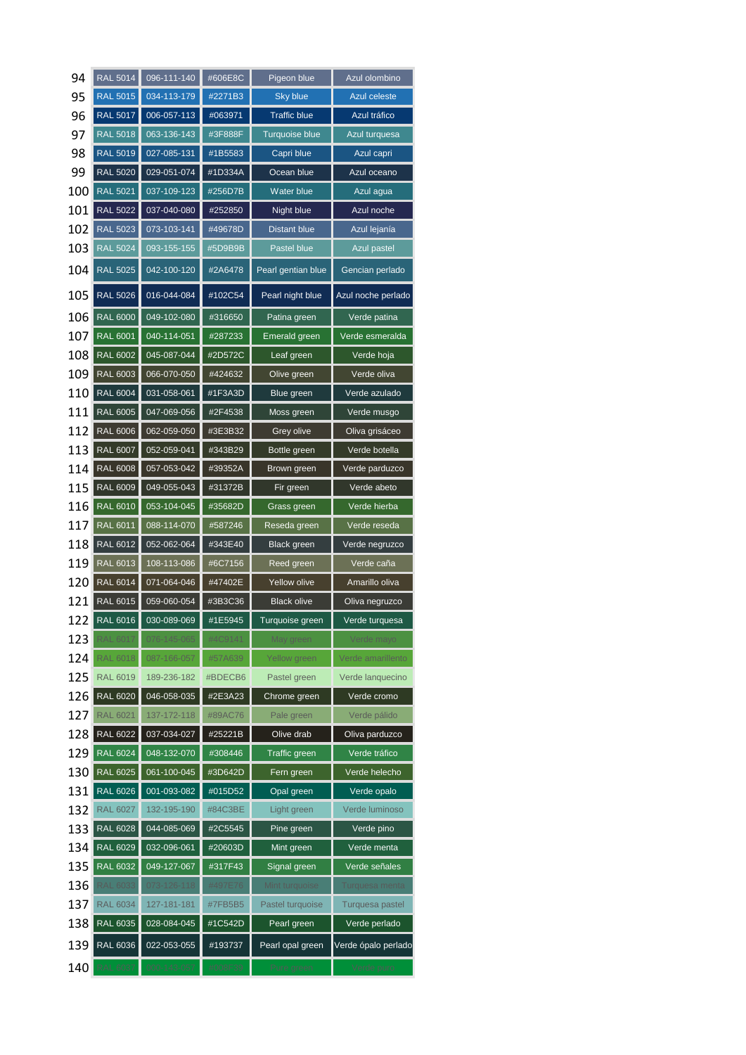|  |  |  |  |  |  |
|---|---|---|---|---|---|
| 94 | RAL 5014 | 096-111-140 | #606E8C | Pigeon blue | Azul olombino |
| 95 | RAL 5015 | 034-113-179 | #2271B3 | Sky blue | Azul celeste |
| 96 | RAL 5017 | 006-057-113 | #063971 | Traffic blue | Azul tráfico |
| 97 | RAL 5018 | 063-136-143 | #3F888F | Turquoise blue | Azul turquesa |
| 98 | RAL 5019 | 027-085-131 | #1B5583 | Capri blue | Azul capri |
| 99 | RAL 5020 | 029-051-074 | #1D334A | Ocean blue | Azul oceano |
| 100 | RAL 5021 | 037-109-123 | #256D7B | Water blue | Azul agua |
| 101 | RAL 5022 | 037-040-080 | #252850 | Night blue | Azul noche |
| 102 | RAL 5023 | 073-103-141 | #49678D | Distant blue | Azul lejanía |
| 103 | RAL 5024 | 093-155-155 | #5D9B9B | Pastel blue | Azul pastel |
| 104 | RAL 5025 | 042-100-120 | #2A6478 | Pearl gentian blue | Gencian perlado |
| 105 | RAL 5026 | 016-044-084 | #102C54 | Pearl night blue | Azul noche perlado |
| 106 | RAL 6000 | 049-102-080 | #316650 | Patina green | Verde patina |
| 107 | RAL 6001 | 040-114-051 | #287233 | Emerald green | Verde esmeralda |
| 108 | RAL 6002 | 045-087-044 | #2D572C | Leaf green | Verde hoja |
| 109 | RAL 6003 | 066-070-050 | #424632 | Olive green | Verde oliva |
| 110 | RAL 6004 | 031-058-061 | #1F3A3D | Blue green | Verde azulado |
| 111 | RAL 6005 | 047-069-056 | #2F4538 | Moss green | Verde musgo |
| 112 | RAL 6006 | 062-059-050 | #3E3B32 | Grey olive | Oliva grisáceo |
| 113 | RAL 6007 | 052-059-041 | #343B29 | Bottle green | Verde botella |
| 114 | RAL 6008 | 057-053-042 | #39352A | Brown green | Verde parduzco |
| 115 | RAL 6009 | 049-055-043 | #31372B | Fir green | Verde abeto |
| 116 | RAL 6010 | 053-104-045 | #35682D | Grass green | Verde hierba |
| 117 | RAL 6011 | 088-114-070 | #587246 | Reseda green | Verde reseda |
| 118 | RAL 6012 | 052-062-064 | #343E40 | Black green | Verde negruzco |
| 119 | RAL 6013 | 108-113-086 | #6C7156 | Reed green | Verde caña |
| 120 | RAL 6014 | 071-064-046 | #47402E | Yellow olive | Amarillo oliva |
| 121 | RAL 6015 | 059-060-054 | #3B3C36 | Black olive | Oliva negruzco |
| 122 | RAL 6016 | 030-089-069 | #1E5945 | Turquoise green | Verde turquesa |
| 123 | RAL 6017 | 076-145-065 | #4C9141 | May green | Verde mayo |
| 124 | RAL 6018 | 087-166-057 | #57A639 | Yellow green | Verde amarillento |
| 125 | RAL 6019 | 189-236-182 | #BDECB6 | Pastel green | Verde lanquecino |
| 126 | RAL 6020 | 046-058-035 | #2E3A23 | Chrome green | Verde cromo |
| 127 | RAL 6021 | 137-172-118 | #89AC76 | Pale green | Verde pálido |
| 128 | RAL 6022 | 037-034-027 | #25221B | Olive drab | Oliva parduzco |
| 129 | RAL 6024 | 048-132-070 | #308446 | Traffic green | Verde tráfico |
| 130 | RAL 6025 | 061-100-045 | #3D642D | Fern green | Verde helecho |
| 131 | RAL 6026 | 001-093-082 | #015D52 | Opal green | Verde opalo |
| 132 | RAL 6027 | 132-195-190 | #84C3BE | Light green | Verde luminoso |
| 133 | RAL 6028 | 044-085-069 | #2C5545 | Pine green | Verde pino |
| 134 | RAL 6029 | 032-096-061 | #20603D | Mint green | Verde menta |
| 135 | RAL 6032 | 049-127-067 | #317F43 | Signal green | Verde señales |
| 136 | RAL 6033 | 073-126-118 | #497E76 | Mint turquoise | Turquesa menta |
| 137 | RAL 6034 | 127-181-181 | #7FB5B5 | Pastel turquoise | Turquesa pastel |
| 138 | RAL 6035 | 028-084-045 | #1C542D | Pearl green | Verde perlado |
| 139 | RAL 6036 | 022-053-055 | #193737 | Pearl opal green | Verde ópalo perlado |
| 140 | RAL 6037 | 000-143-057 | #008F39 | Pure green | Verde puro |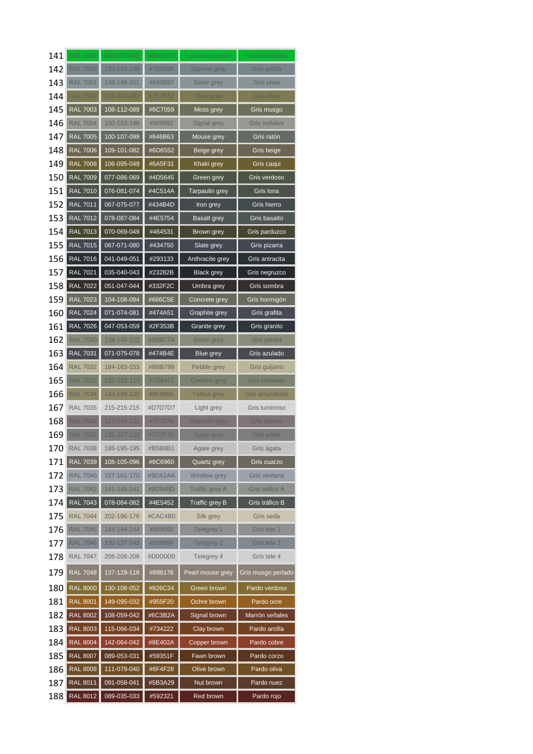| 141 | RAL 6038 | 000-187-045 | #00BB2D | Luminous green | Verde brillante |
|---|---|---|---|---|---|
| 142 | RAL 7000 | 120-133-139 | #78858B | Squirrel grey | Gris ardilla |
| 143 | RAL 7001 | 138-149-151 | #8A9597 | Silver grey | Gris plata |
| 144 | RAL 7002 | 126-123-082 | #7E7B52 | Olive grey | Gris oliva |
| 145 | RAL 7003 | 108-112-089 | #6C7059 | Moss grey | Gris musgo |
| 146 | RAL 7004 | 150-153-146 | #969992 | Signal grey | Gris señales |
| 147 | RAL 7005 | 100-107-099 | #646B63 | Mouse grey | Gris ratón |
| 148 | RAL 7006 | 109-101-082 | #6D6552 | Beige grey | Gris beige |
| 149 | RAL 7008 | 106-095-049 | #6A5F31 | Khaki grey | Gris caqui |
| 150 | RAL 7009 | 077-086-069 | #4D5645 | Green grey | Gris verdoso |
| 151 | RAL 7010 | 076-081-074 | #4C514A | Tarpaulin grey | Gris lona |
| 152 | RAL 7011 | 067-075-077 | #434B4D | Iron grey | Gris hierro |
| 153 | RAL 7012 | 078-087-084 | #4E5754 | Basalt grey | Gris basalto |
| 154 | RAL 7013 | 070-069-049 | #464531 | Brown grey | Gris parduzco |
| 155 | RAL 7015 | 067-071-080 | #434750 | Slate grey | Gris pizarra |
| 156 | RAL 7016 | 041-049-051 | #293133 | Anthracite grey | Gris antracita |
| 157 | RAL 7021 | 035-040-043 | #23282B | Black grey | Gris negruzco |
| 158 | RAL 7022 | 051-047-044 | #332F2C | Umbra grey | Gris sombra |
| 159 | RAL 7023 | 104-108-094 | #686C5E | Concrete grey | Gris hormigón |
| 160 | RAL 7024 | 071-074-081 | #474A51 | Graphite grey | Gris grafita |
| 161 | RAL 7026 | 047-053-059 | #2F353B | Granite grey | Gris granito |
| 162 | RAL 7030 | 139-140-122 | #8B8C7A | Stone grey | Gris piedra |
| 163 | RAL 7031 | 071-075-078 | #474B4E | Blue grey | Gris azulado |
| 164 | RAL 7032 | 184-183-153 | #B8B799 | Pebble grey | Gris guijarro |
| 165 | RAL 7033 | 125-132-113 | #7D8471 | Cement grey | Gris cemento |
| 166 | RAL 7034 | 143-139-102 | #8F8B66 | Yellow grey | Gris amarillento |
| 167 | RAL 7035 | 215-215-215 | #D7D7D7 | Light grey | Gris luminoso |
| 168 | RAL 7036 | 127-118-121 | #7F7679 | Platinum grey | Gris platino |
| 169 | RAL 7037 | 125-127-120 | #7D7F7D | Dusty grey | Gris polvo |
| 170 | RAL 7038 | 195-195-195 | #B5B8B1 | Agate grey | Gris ágata |
| 171 | RAL 7039 | 108-105-096 | #6C6960 | Quartz grey | Gris cuarzo |
| 172 | RAL 7040 | 157-161-170 | #9DA1AA | Window grey | Gris ventana |
| 173 | RAL 7042 | 141-148-141 | #8D948D | Traffic grey A | Gris tráfico A |
| 174 | RAL 7043 | 078-084-082 | #4E5452 | Traffic grey B | Gris tráfico B |
| 175 | RAL 7044 | 202-196-176 | #CAC4B0 | Silk grey | Gris seda |
| 176 | RAL 7045 | 144-144-144 | #909090 | Telegrey 1 | Gris tele 1 |
| 177 | RAL 7046 | 130-137-143 | #82898F | Telegrey 2 | Gris tele 2 |
| 178 | RAL 7047 | 208-208-208 | #D0D0D0 | Telegrey 4 | Gris tele 4 |
| 179 | RAL 7048 | 137-129-118 | #898176 | Pearl mouse grey | Gris musgo perlado |
| 180 | RAL 8000 | 130-108-052 | #826C34 | Green brown | Pardo verdoso |
| 181 | RAL 8001 | 149-095-032 | #955F20 | Ochre brown | Pardo ocre |
| 182 | RAL 8002 | 108-059-042 | #6C3B2A | Signal brown | Marrón señales |
| 183 | RAL 8003 | 115-066-034 | #734222 | Clay brown | Pardo arcilla |
| 184 | RAL 8004 | 142-064-042 | #8E402A | Copper brown | Pardo cobre |
| 185 | RAL 8007 | 089-053-031 | #59351F | Fawn brown | Pardo corzo |
| 186 | RAL 8008 | 111-079-040 | #6F4F28 | Olive brown | Pardo oliva |
| 187 | RAL 8011 | 091-058-041 | #5B3A29 | Nut brown | Pardo nuez |
| 188 | RAL 8012 | 089-035-033 | #592321 | Red brown | Pardo rojo |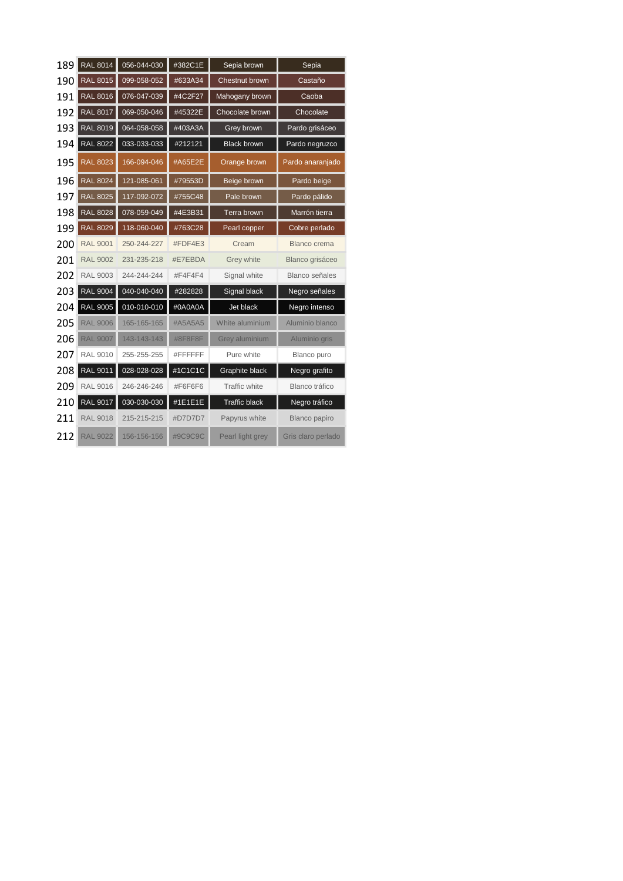| | | | | | |
|---|---|---|---|---|---|
| 189 | RAL 8014 | 056-044-030 | #382C1E | Sepia brown | Sepia |
| 190 | RAL 8015 | 099-058-052 | #633A34 | Chestnut brown | Castaño |
| 191 | RAL 8016 | 076-047-039 | #4C2F27 | Mahogany brown | Caoba |
| 192 | RAL 8017 | 069-050-046 | #45322E | Chocolate brown | Chocolate |
| 193 | RAL 8019 | 064-058-058 | #403A3A | Grey brown | Pardo grisáceo |
| 194 | RAL 8022 | 033-033-033 | #212121 | Black brown | Pardo negruzco |
| 195 | RAL 8023 | 166-094-046 | #A65E2E | Orange brown | Pardo anaranjado |
| 196 | RAL 8024 | 121-085-061 | #79553D | Beige brown | Pardo beige |
| 197 | RAL 8025 | 117-092-072 | #755C48 | Pale brown | Pardo pálido |
| 198 | RAL 8028 | 078-059-049 | #4E3B31 | Terra brown | Marrón tierra |
| 199 | RAL 8029 | 118-060-040 | #763C28 | Pearl copper | Cobre perlado |
| 200 | RAL 9001 | 250-244-227 | #FDF4E3 | Cream | Blanco crema |
| 201 | RAL 9002 | 231-235-218 | #E7EBDA | Grey white | Blanco grisáceo |
| 202 | RAL 9003 | 244-244-244 | #F4F4F4 | Signal white | Blanco señales |
| 203 | RAL 9004 | 040-040-040 | #282828 | Signal black | Negro señales |
| 204 | RAL 9005 | 010-010-010 | #0A0A0A | Jet black | Negro intenso |
| 205 | RAL 9006 | 165-165-165 | #A5A5A5 | White aluminium | Aluminio blanco |
| 206 | RAL 9007 | 143-143-143 | #8F8F8F | Grey aluminium | Aluminio gris |
| 207 | RAL 9010 | 255-255-255 | #FFFFFF | Pure white | Blanco puro |
| 208 | RAL 9011 | 028-028-028 | #1C1C1C | Graphite black | Negro grafito |
| 209 | RAL 9016 | 246-246-246 | #F6F6F6 | Traffic white | Blanco tráfico |
| 210 | RAL 9017 | 030-030-030 | #1E1E1E | Traffic black | Negro tráfico |
| 211 | RAL 9018 | 215-215-215 | #D7D7D7 | Papyrus white | Blanco papiro |
| 212 | RAL 9022 | 156-156-156 | #9C9C9C | Pearl light grey | Gris claro perlado |